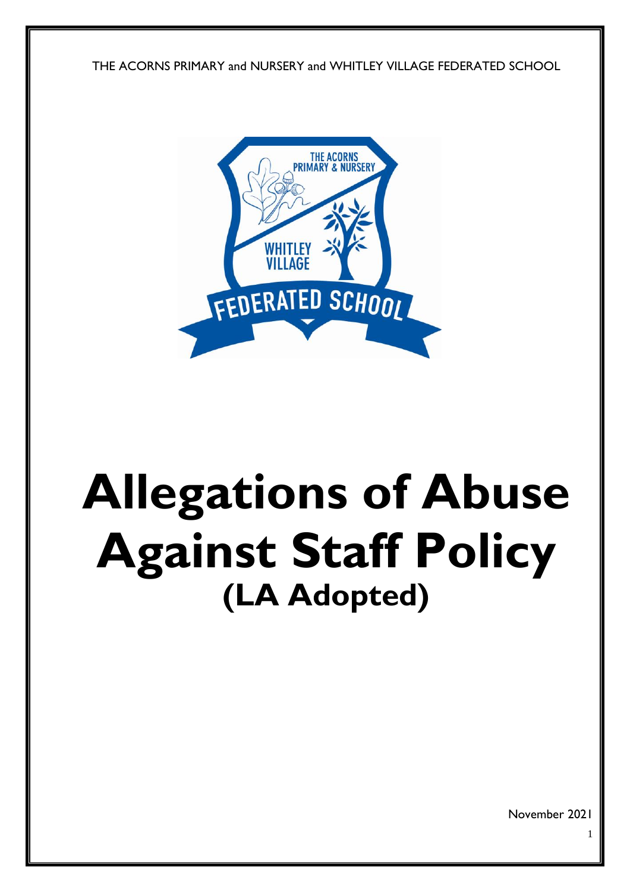THE ACORNS PRIMARY and NURSERY and WHITLEY VILLAGE FEDERATED SCHOOL

# Allegations of Abuse Against Staff Policy

## (LA Adopted)

November 2021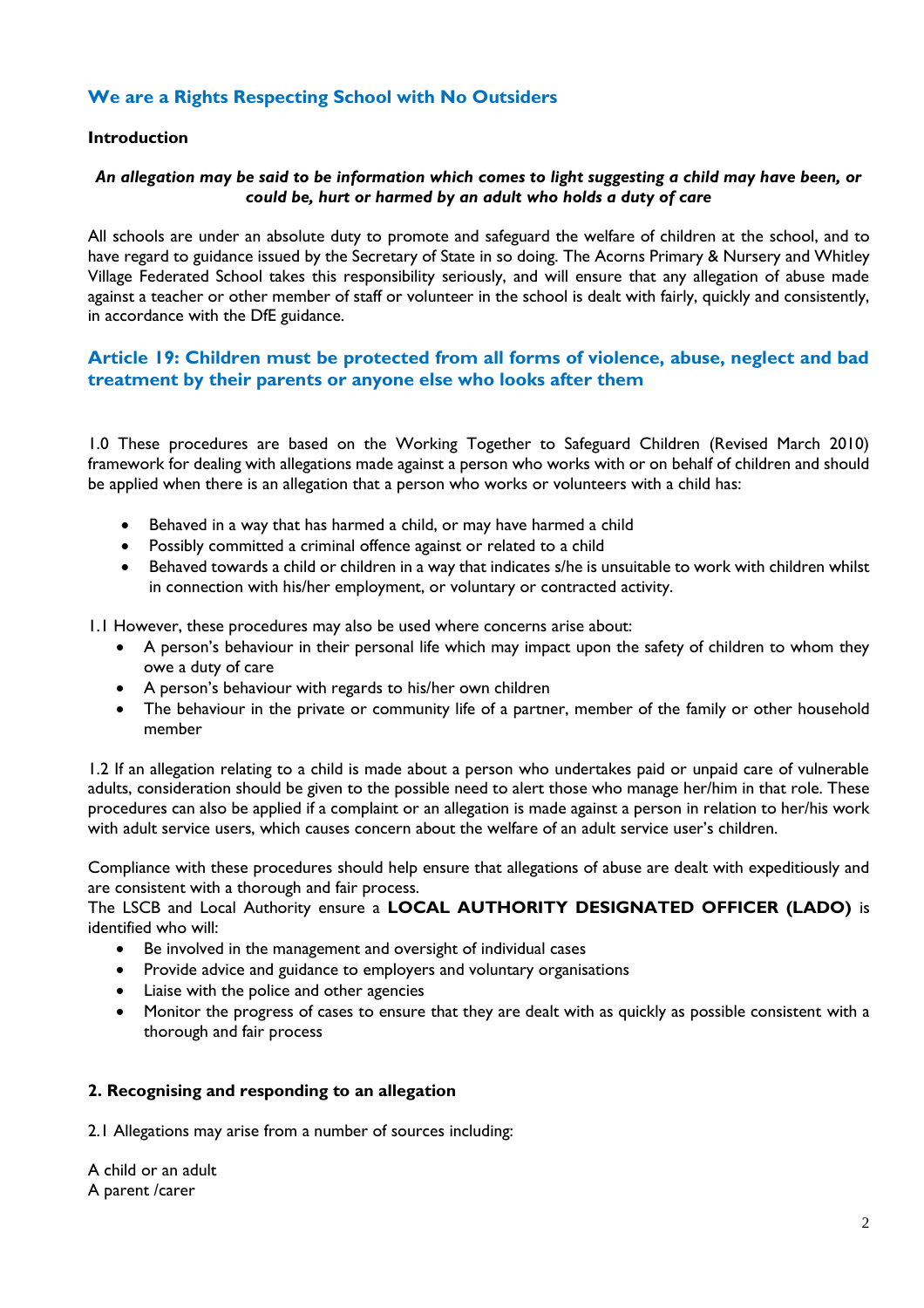## We are a Rights Respecting School with No Outsiders

**Introduction**

***An allegation may be said to be information which comes to light suggesting a child may have been, or could be, hurt or harmed by an adult who holds a duty of care***

All schools are under an absolute duty to promote and safeguard the welfare of children at the school, and to have regard to guidance issued by the Secretary of State in so doing. The Acorns Primary & Nursery and Whitley Village Federated School takes this responsibility seriously, and will ensure that any allegation of abuse made against a teacher or other member of staff or volunteer in the school is dealt with fairly, quickly and consistently, in accordance with the DfE guidance.

## Article 19: Children must be protected from all forms of violence, abuse, neglect and bad treatment by their parents or anyone else who looks after them

1.0 These procedures are based on the Working Together to Safeguard Children (Revised March 2010) framework for dealing with allegations made against a person who works with or on behalf of children and should be applied when there is an allegation that a person who works or volunteers with a child has:

- Behaved in a way that has harmed a child, or may have harmed a child
- Possibly committed a criminal offence against or related to a child
- Behaved towards a child or children in a way that indicates s/he is unsuitable to work with children whilst in connection with his/her employment, or voluntary or contracted activity.

1.1 However, these procedures may also be used where concerns arise about:

- A person's behaviour in their personal life which may impact upon the safety of children to whom they owe a duty of care
- A person's behaviour with regards to his/her own children
- The behaviour in the private or community life of a partner, member of the family or other household member

1.2 If an allegation relating to a child is made about a person who undertakes paid or unpaid care of vulnerable adults, consideration should be given to the possible need to alert those who manage her/him in that role. These procedures can also be applied if a complaint or an allegation is made against a person in relation to her/his work with adult service users, which causes concern about the welfare of an adult service user's children.

Compliance with these procedures should help ensure that allegations of abuse are dealt with expeditiously and are consistent with a thorough and fair process.
The LSCB and Local Authority ensure a **LOCAL AUTHORITY DESIGNATED OFFICER (LADO)** is identified who will:

- Be involved in the management and oversight of individual cases
- Provide advice and guidance to employers and voluntary organisations
- Liaise with the police and other agencies
- Monitor the progress of cases to ensure that they are dealt with as quickly as possible consistent with a thorough and fair process

### 2. Recognising and responding to an allegation

2.1 Allegations may arise from a number of sources including:

A child or an adult
A parent /carer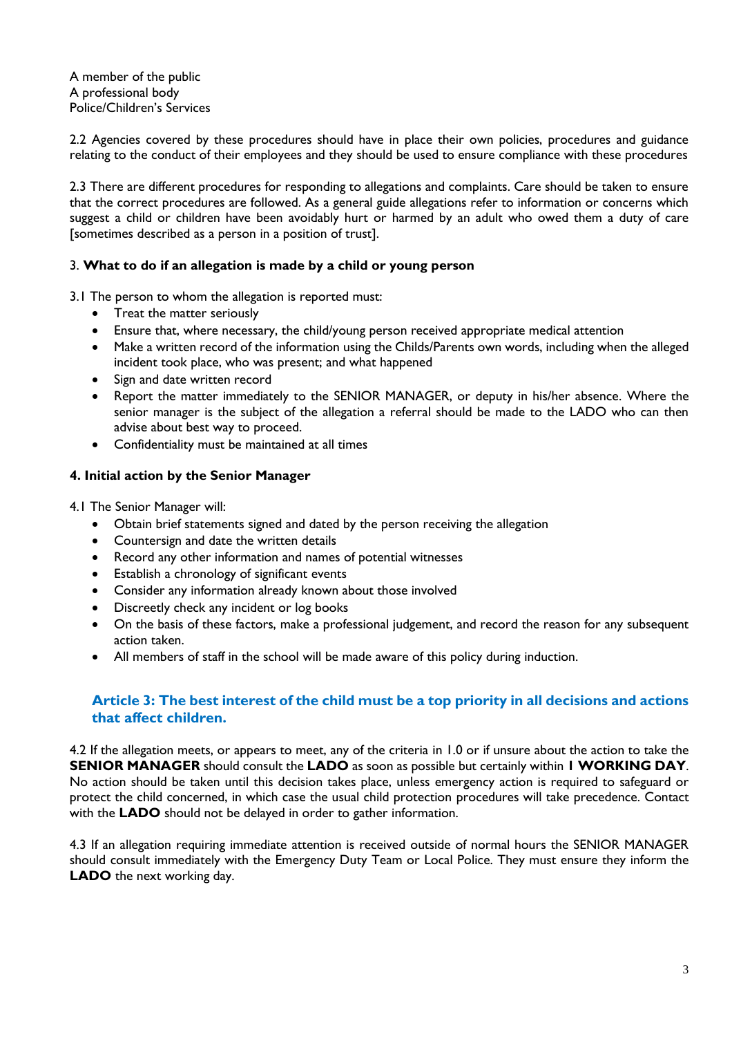A member of the public
A professional body
Police/Children's Services

2.2 Agencies covered by these procedures should have in place their own policies, procedures and guidance relating to the conduct of their employees and they should be used to ensure compliance with these procedures

2.3 There are different procedures for responding to allegations and complaints. Care should be taken to ensure that the correct procedures are followed. As a general guide allegations refer to information or concerns which suggest a child or children have been avoidably hurt or harmed by an adult who owed them a duty of care [sometimes described as a person in a position of trust].

### 3. **What to do if an allegation is made by a child or young person**

3.1 The person to whom the allegation is reported must:

- Treat the matter seriously
- Ensure that, where necessary, the child/young person received appropriate medical attention
- Make a written record of the information using the Childs/Parents own words, including when the alleged incident took place, who was present; and what happened
- Sign and date written record
- Report the matter immediately to the SENIOR MANAGER, or deputy in his/her absence. Where the senior manager is the subject of the allegation a referral should be made to the LADO who can then advise about best way to proceed.
- Confidentiality must be maintained at all times

### 4. Initial action by the Senior Manager

4.1 The Senior Manager will:

- Obtain brief statements signed and dated by the person receiving the allegation
- Countersign and date the written details
- Record any other information and names of potential witnesses
- Establish a chronology of significant events
- Consider any information already known about those involved
- Discreetly check any incident or log books
- On the basis of these factors, make a professional judgement, and record the reason for any subsequent action taken.
- All members of staff in the school will be made aware of this policy during induction.

### Article 3: The best interest of the child must be a top priority in all decisions and actions that affect children.

4.2 If the allegation meets, or appears to meet, any of the criteria in 1.0 or if unsure about the action to take the **SENIOR MANAGER** should consult the **LADO** as soon as possible but certainly within **1 WORKING DAY**. No action should be taken until this decision takes place, unless emergency action is required to safeguard or protect the child concerned, in which case the usual child protection procedures will take precedence. Contact with the **LADO** should not be delayed in order to gather information.

4.3 If an allegation requiring immediate attention is received outside of normal hours the SENIOR MANAGER should consult immediately with the Emergency Duty Team or Local Police. They must ensure they inform the **LADO** the next working day.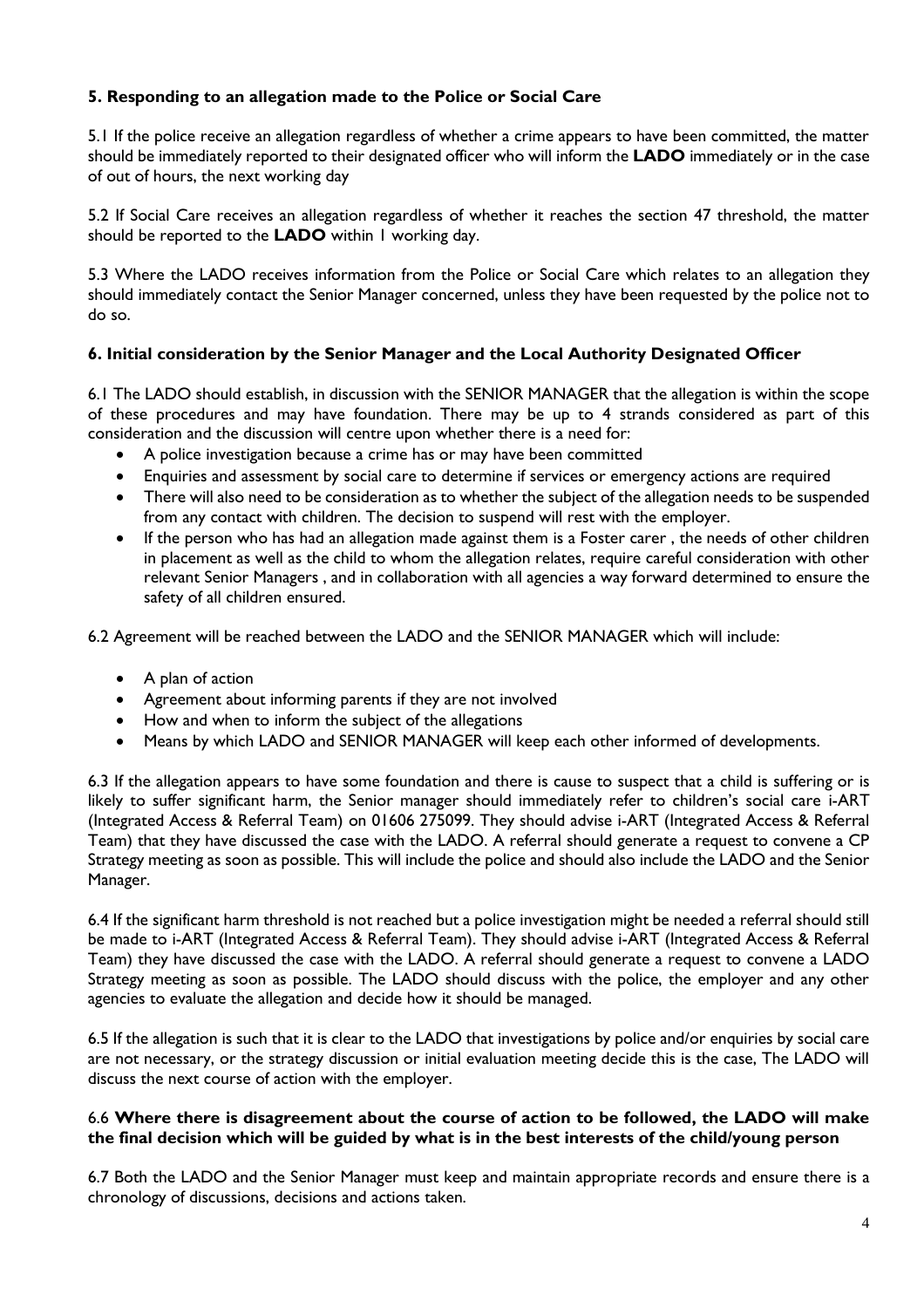## 5. Responding to an allegation made to the Police or Social Care

5.1 If the police receive an allegation regardless of whether a crime appears to have been committed, the matter should be immediately reported to their designated officer who will inform the **LADO** immediately or in the case of out of hours, the next working day

5.2 If Social Care receives an allegation regardless of whether it reaches the section 47 threshold, the matter should be reported to the **LADO** within 1 working day.

5.3 Where the LADO receives information from the Police or Social Care which relates to an allegation they should immediately contact the Senior Manager concerned, unless they have been requested by the police not to do so.

## 6. Initial consideration by the Senior Manager and the Local Authority Designated Officer

6.1 The LADO should establish, in discussion with the SENIOR MANAGER that the allegation is within the scope of these procedures and may have foundation. There may be up to 4 strands considered as part of this consideration and the discussion will centre upon whether there is a need for:

- A police investigation because a crime has or may have been committed
- Enquiries and assessment by social care to determine if services or emergency actions are required
- There will also need to be consideration as to whether the subject of the allegation needs to be suspended from any contact with children. The decision to suspend will rest with the employer.
- If the person who has had an allegation made against them is a Foster carer , the needs of other children in placement as well as the child to whom the allegation relates, require careful consideration with other relevant Senior Managers , and in collaboration with all agencies a way forward determined to ensure the safety of all children ensured.

6.2 Agreement will be reached between the LADO and the SENIOR MANAGER which will include:

- A plan of action
- Agreement about informing parents if they are not involved
- How and when to inform the subject of the allegations
- Means by which LADO and SENIOR MANAGER will keep each other informed of developments.

6.3 If the allegation appears to have some foundation and there is cause to suspect that a child is suffering or is likely to suffer significant harm, the Senior manager should immediately refer to children's social care i-ART (Integrated Access & Referral Team) on 01606 275099. They should advise i-ART (Integrated Access & Referral Team) that they have discussed the case with the LADO. A referral should generate a request to convene a CP Strategy meeting as soon as possible. This will include the police and should also include the LADO and the Senior Manager.

6.4 If the significant harm threshold is not reached but a police investigation might be needed a referral should still be made to i-ART (Integrated Access & Referral Team). They should advise i-ART (Integrated Access & Referral Team) they have discussed the case with the LADO. A referral should generate a request to convene a LADO Strategy meeting as soon as possible. The LADO should discuss with the police, the employer and any other agencies to evaluate the allegation and decide how it should be managed.

6.5 If the allegation is such that it is clear to the LADO that investigations by police and/or enquiries by social care are not necessary, or the strategy discussion or initial evaluation meeting decide this is the case, The LADO will discuss the next course of action with the employer.

6.6 **Where there is disagreement about the course of action to be followed, the LADO will make the final decision which will be guided by what is in the best interests of the child/young person**

6.7 Both the LADO and the Senior Manager must keep and maintain appropriate records and ensure there is a chronology of discussions, decisions and actions taken.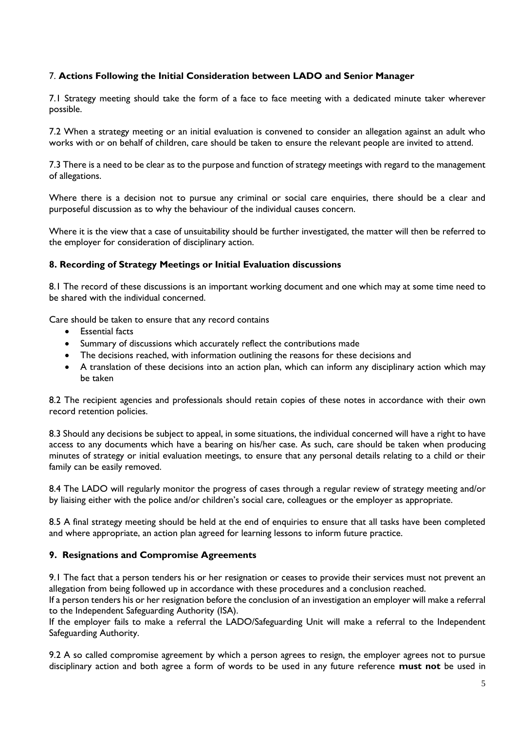## 7. **Actions Following the Initial Consideration between LADO and Senior Manager**

7.1 Strategy meeting should take the form of a face to face meeting with a dedicated minute taker wherever possible.

7.2 When a strategy meeting or an initial evaluation is convened to consider an allegation against an adult who works with or on behalf of children, care should be taken to ensure the relevant people are invited to attend.

7.3 There is a need to be clear as to the purpose and function of strategy meetings with regard to the management of allegations.

Where there is a decision not to pursue any criminal or social care enquiries, there should be a clear and purposeful discussion as to why the behaviour of the individual causes concern.

Where it is the view that a case of unsuitability should be further investigated, the matter will then be referred to the employer for consideration of disciplinary action.

## 8. Recording of Strategy Meetings or Initial Evaluation discussions

8.1 The record of these discussions is an important working document and one which may at some time need to be shared with the individual concerned.

Care should be taken to ensure that any record contains

- Essential facts
- Summary of discussions which accurately reflect the contributions made
- The decisions reached, with information outlining the reasons for these decisions and
- A translation of these decisions into an action plan, which can inform any disciplinary action which may be taken

8.2 The recipient agencies and professionals should retain copies of these notes in accordance with their own record retention policies.

8.3 Should any decisions be subject to appeal, in some situations, the individual concerned will have a right to have access to any documents which have a bearing on his/her case. As such, care should be taken when producing minutes of strategy or initial evaluation meetings, to ensure that any personal details relating to a child or their family can be easily removed.

8.4 The LADO will regularly monitor the progress of cases through a regular review of strategy meeting and/or by liaising either with the police and/or children's social care, colleagues or the employer as appropriate.

8.5 A final strategy meeting should be held at the end of enquiries to ensure that all tasks have been completed and where appropriate, an action plan agreed for learning lessons to inform future practice.

## 9. Resignations and Compromise Agreements

9.1 The fact that a person tenders his or her resignation or ceases to provide their services must not prevent an allegation from being followed up in accordance with these procedures and a conclusion reached.
If a person tenders his or her resignation before the conclusion of an investigation an employer will make a referral to the Independent Safeguarding Authority (ISA).
If the employer fails to make a referral the LADO/Safeguarding Unit will make a referral to the Independent Safeguarding Authority.

9.2 A so called compromise agreement by which a person agrees to resign, the employer agrees not to pursue disciplinary action and both agree a form of words to be used in any future reference **must not** be used in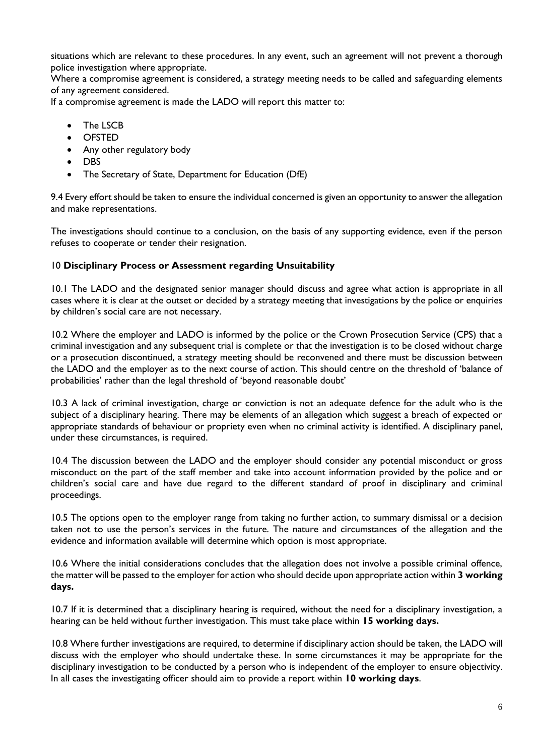situations which are relevant to these procedures. In any event, such an agreement will not prevent a thorough police investigation where appropriate.

Where a compromise agreement is considered, a strategy meeting needs to be called and safeguarding elements of any agreement considered.

If a compromise agreement is made the LADO will report this matter to:

- The LSCB
- OFSTED
- Any other regulatory body
- DBS
- The Secretary of State, Department for Education (DfE)

9.4 Every effort should be taken to ensure the individual concerned is given an opportunity to answer the allegation and make representations.

The investigations should continue to a conclusion, on the basis of any supporting evidence, even if the person refuses to cooperate or tender their resignation.

## 10 **Disciplinary Process or Assessment regarding Unsuitability**

10.1 The LADO and the designated senior manager should discuss and agree what action is appropriate in all cases where it is clear at the outset or decided by a strategy meeting that investigations by the police or enquiries by children's social care are not necessary.

10.2 Where the employer and LADO is informed by the police or the Crown Prosecution Service (CPS) that a criminal investigation and any subsequent trial is complete or that the investigation is to be closed without charge or a prosecution discontinued, a strategy meeting should be reconvened and there must be discussion between the LADO and the employer as to the next course of action. This should centre on the threshold of 'balance of probabilities' rather than the legal threshold of 'beyond reasonable doubt'

10.3 A lack of criminal investigation, charge or conviction is not an adequate defence for the adult who is the subject of a disciplinary hearing. There may be elements of an allegation which suggest a breach of expected or appropriate standards of behaviour or propriety even when no criminal activity is identified. A disciplinary panel, under these circumstances, is required.

10.4 The discussion between the LADO and the employer should consider any potential misconduct or gross misconduct on the part of the staff member and take into account information provided by the police and or children's social care and have due regard to the different standard of proof in disciplinary and criminal proceedings.

10.5 The options open to the employer range from taking no further action, to summary dismissal or a decision taken not to use the person's services in the future. The nature and circumstances of the allegation and the evidence and information available will determine which option is most appropriate.

10.6 Where the initial considerations concludes that the allegation does not involve a possible criminal offence, the matter will be passed to the employer for action who should decide upon appropriate action within **3 working days.**

10.7 If it is determined that a disciplinary hearing is required, without the need for a disciplinary investigation, a hearing can be held without further investigation. This must take place within **15 working days.**

10.8 Where further investigations are required, to determine if disciplinary action should be taken, the LADO will discuss with the employer who should undertake these. In some circumstances it may be appropriate for the disciplinary investigation to be conducted by a person who is independent of the employer to ensure objectivity. In all cases the investigating officer should aim to provide a report within **10 working days**.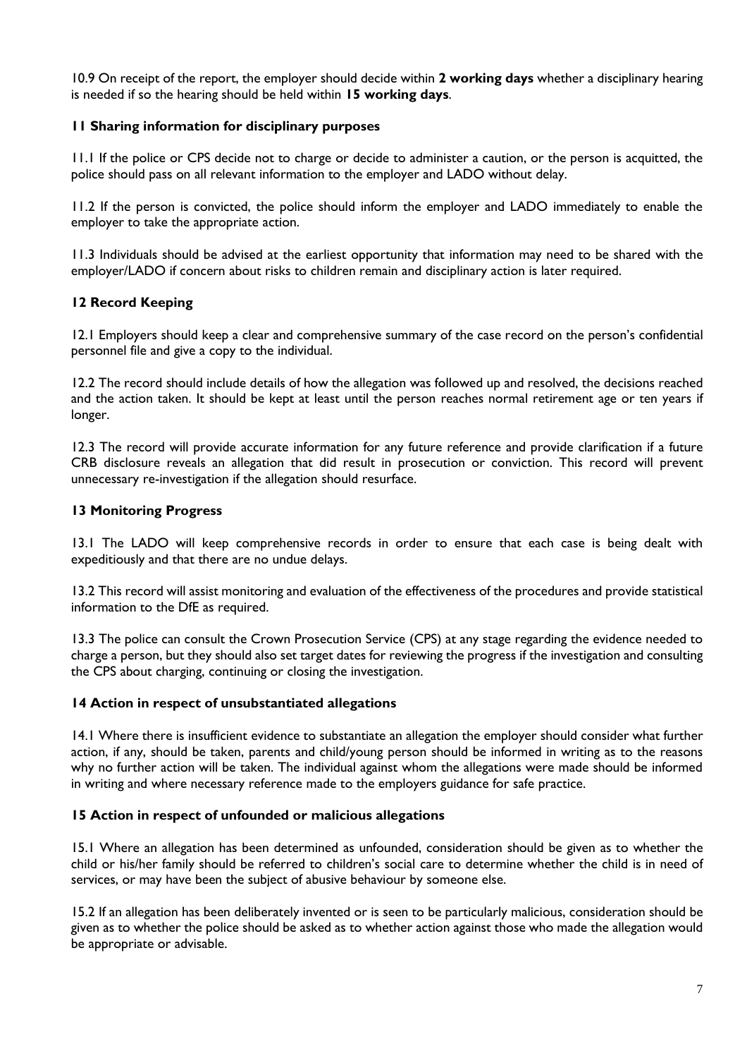10.9 On receipt of the report, the employer should decide within **2 working days** whether a disciplinary hearing is needed if so the hearing should be held within **15 working days**.

### 11 Sharing information for disciplinary purposes

11.1 If the police or CPS decide not to charge or decide to administer a caution, or the person is acquitted, the police should pass on all relevant information to the employer and LADO without delay.

11.2 If the person is convicted, the police should inform the employer and LADO immediately to enable the employer to take the appropriate action.

11.3 Individuals should be advised at the earliest opportunity that information may need to be shared with the employer/LADO if concern about risks to children remain and disciplinary action is later required.

### 12 Record Keeping

12.1 Employers should keep a clear and comprehensive summary of the case record on the person's confidential personnel file and give a copy to the individual.

12.2 The record should include details of how the allegation was followed up and resolved, the decisions reached and the action taken. It should be kept at least until the person reaches normal retirement age or ten years if longer.

12.3 The record will provide accurate information for any future reference and provide clarification if a future CRB disclosure reveals an allegation that did result in prosecution or conviction. This record will prevent unnecessary re-investigation if the allegation should resurface.

### 13 Monitoring Progress

13.1 The LADO will keep comprehensive records in order to ensure that each case is being dealt with expeditiously and that there are no undue delays.

13.2 This record will assist monitoring and evaluation of the effectiveness of the procedures and provide statistical information to the DfE as required.

13.3 The police can consult the Crown Prosecution Service (CPS) at any stage regarding the evidence needed to charge a person, but they should also set target dates for reviewing the progress if the investigation and consulting the CPS about charging, continuing or closing the investigation.

### 14 Action in respect of unsubstantiated allegations

14.1 Where there is insufficient evidence to substantiate an allegation the employer should consider what further action, if any, should be taken, parents and child/young person should be informed in writing as to the reasons why no further action will be taken. The individual against whom the allegations were made should be informed in writing and where necessary reference made to the employers guidance for safe practice.

### 15 Action in respect of unfounded or malicious allegations

15.1 Where an allegation has been determined as unfounded, consideration should be given as to whether the child or his/her family should be referred to children's social care to determine whether the child is in need of services, or may have been the subject of abusive behaviour by someone else.

15.2 If an allegation has been deliberately invented or is seen to be particularly malicious, consideration should be given as to whether the police should be asked as to whether action against those who made the allegation would be appropriate or advisable.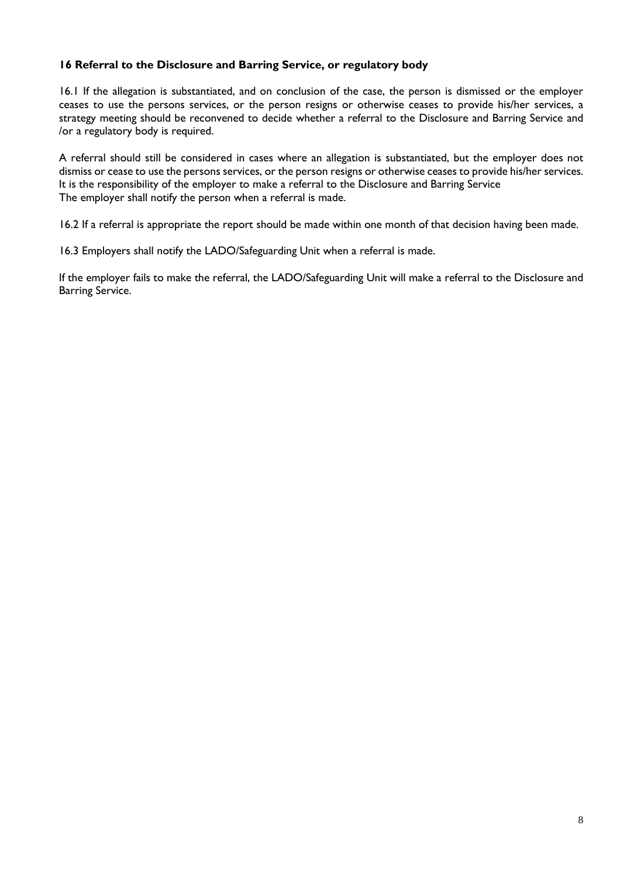### 16 Referral to the Disclosure and Barring Service, or regulatory body

16.1 If the allegation is substantiated, and on conclusion of the case, the person is dismissed or the employer ceases to use the persons services, or the person resigns or otherwise ceases to provide his/her services, a strategy meeting should be reconvened to decide whether a referral to the Disclosure and Barring Service and /or a regulatory body is required.

A referral should still be considered in cases where an allegation is substantiated, but the employer does not dismiss or cease to use the persons services, or the person resigns or otherwise ceases to provide his/her services. It is the responsibility of the employer to make a referral to the Disclosure and Barring Service
The employer shall notify the person when a referral is made.

16.2 If a referral is appropriate the report should be made within one month of that decision having been made.

16.3 Employers shall notify the LADO/Safeguarding Unit when a referral is made.

If the employer fails to make the referral, the LADO/Safeguarding Unit will make a referral to the Disclosure and Barring Service.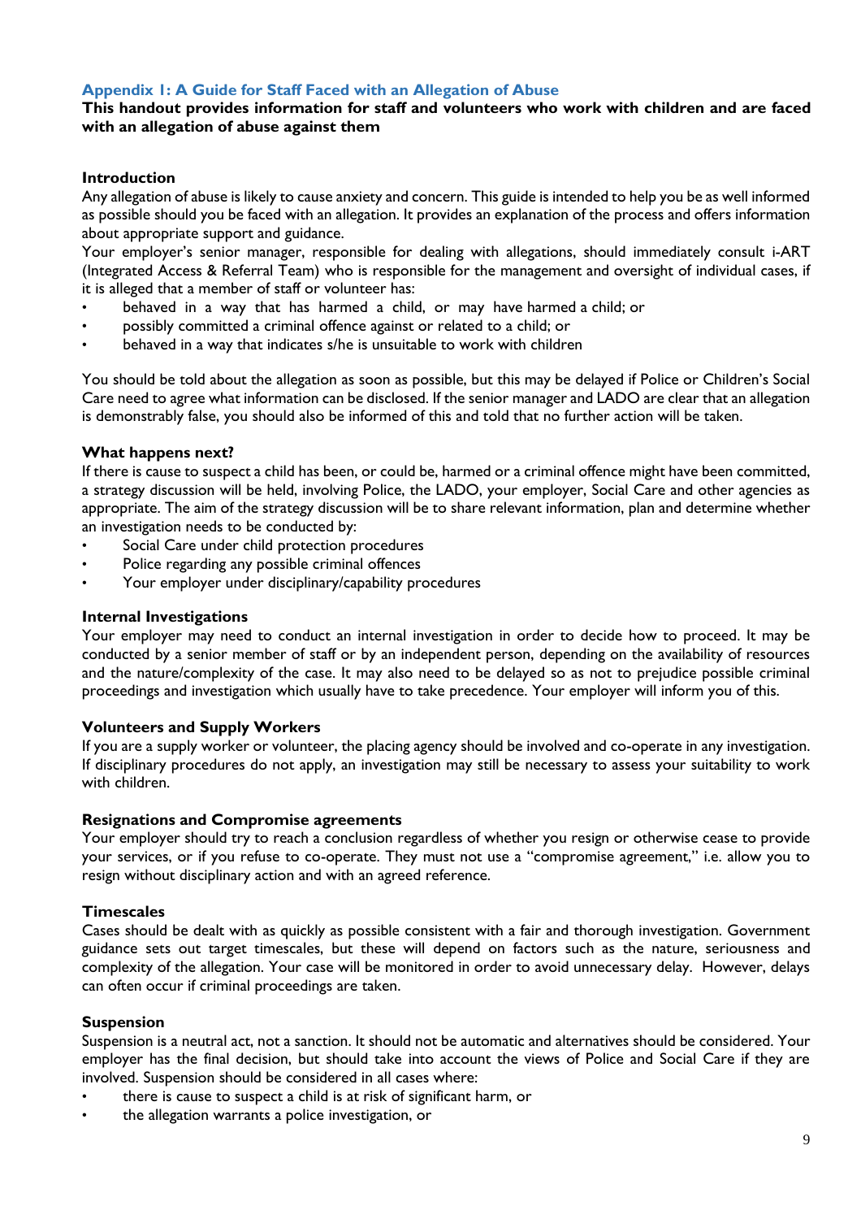## Appendix 1: A Guide for Staff Faced with an Allegation of Abuse

**This handout provides information for staff and volunteers who work with children and are faced with an allegation of abuse against them**

**Introduction**

Any allegation of abuse is likely to cause anxiety and concern. This guide is intended to help you be as well informed as possible should you be faced with an allegation. It provides an explanation of the process and offers information about appropriate support and guidance.

Your employer's senior manager, responsible for dealing with allegations, should immediately consult i-ART (Integrated Access & Referral Team) who is responsible for the management and oversight of individual cases, if it is alleged that a member of staff or volunteer has:

- behaved in a way that has harmed a child, or may have harmed a child; or
- possibly committed a criminal offence against or related to a child; or
- behaved in a way that indicates s/he is unsuitable to work with children

You should be told about the allegation as soon as possible, but this may be delayed if Police or Children's Social Care need to agree what information can be disclosed. If the senior manager and LADO are clear that an allegation is demonstrably false, you should also be informed of this and told that no further action will be taken.

**What happens next?**

If there is cause to suspect a child has been, or could be, harmed or a criminal offence might have been committed, a strategy discussion will be held, involving Police, the LADO, your employer, Social Care and other agencies as appropriate. The aim of the strategy discussion will be to share relevant information, plan and determine whether an investigation needs to be conducted by:

- Social Care under child protection procedures
- Police regarding any possible criminal offences
- Your employer under disciplinary/capability procedures

**Internal Investigations**

Your employer may need to conduct an internal investigation in order to decide how to proceed. It may be conducted by a senior member of staff or by an independent person, depending on the availability of resources and the nature/complexity of the case. It may also need to be delayed so as not to prejudice possible criminal proceedings and investigation which usually have to take precedence. Your employer will inform you of this.

**Volunteers and Supply Workers**

If you are a supply worker or volunteer, the placing agency should be involved and co-operate in any investigation. If disciplinary procedures do not apply, an investigation may still be necessary to assess your suitability to work with children.

**Resignations and Compromise agreements**

Your employer should try to reach a conclusion regardless of whether you resign or otherwise cease to provide your services, or if you refuse to co-operate. They must not use a "compromise agreement," i.e. allow you to resign without disciplinary action and with an agreed reference.

**Timescales**

Cases should be dealt with as quickly as possible consistent with a fair and thorough investigation. Government guidance sets out target timescales, but these will depend on factors such as the nature, seriousness and complexity of the allegation. Your case will be monitored in order to avoid unnecessary delay. However, delays can often occur if criminal proceedings are taken.

**Suspension**

Suspension is a neutral act, not a sanction. It should not be automatic and alternatives should be considered. Your employer has the final decision, but should take into account the views of Police and Social Care if they are involved. Suspension should be considered in all cases where:

- there is cause to suspect a child is at risk of significant harm, or
- the allegation warrants a police investigation, or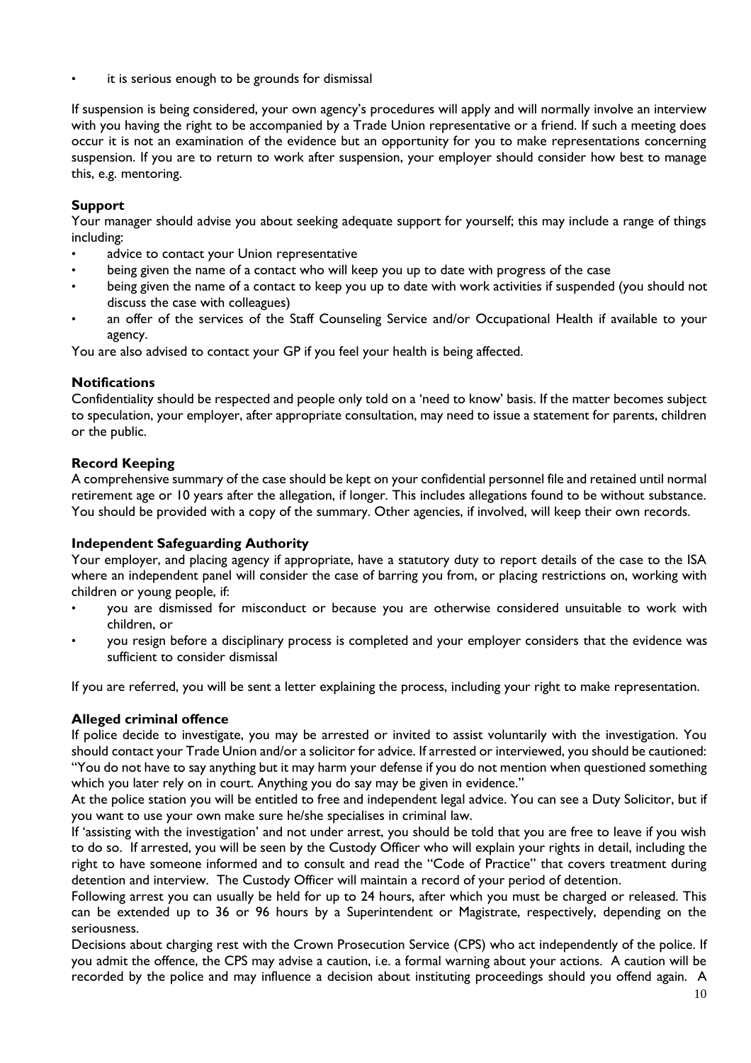- it is serious enough to be grounds for dismissal

If suspension is being considered, your own agency's procedures will apply and will normally involve an interview with you having the right to be accompanied by a Trade Union representative or a friend. If such a meeting does occur it is not an examination of the evidence but an opportunity for you to make representations concerning suspension. If you are to return to work after suspension, your employer should consider how best to manage this, e.g. mentoring.

**Support**

Your manager should advise you about seeking adequate support for yourself; this may include a range of things including:

- advice to contact your Union representative
- being given the name of a contact who will keep you up to date with progress of the case
- being given the name of a contact to keep you up to date with work activities if suspended (you should not discuss the case with colleagues)
- an offer of the services of the Staff Counseling Service and/or Occupational Health if available to your agency.

You are also advised to contact your GP if you feel your health is being affected.

**Notifications**

Confidentiality should be respected and people only told on a 'need to know' basis. If the matter becomes subject to speculation, your employer, after appropriate consultation, may need to issue a statement for parents, children or the public.

**Record Keeping**

A comprehensive summary of the case should be kept on your confidential personnel file and retained until normal retirement age or 10 years after the allegation, if longer. This includes allegations found to be without substance. You should be provided with a copy of the summary. Other agencies, if involved, will keep their own records.

**Independent Safeguarding Authority**

Your employer, and placing agency if appropriate, have a statutory duty to report details of the case to the ISA where an independent panel will consider the case of barring you from, or placing restrictions on, working with children or young people, if:

- you are dismissed for misconduct or because you are otherwise considered unsuitable to work with children, or
- you resign before a disciplinary process is completed and your employer considers that the evidence was sufficient to consider dismissal

If you are referred, you will be sent a letter explaining the process, including your right to make representation.

**Alleged criminal offence**

If police decide to investigate, you may be arrested or invited to assist voluntarily with the investigation. You should contact your Trade Union and/or a solicitor for advice. If arrested or interviewed, you should be cautioned: "You do not have to say anything but it may harm your defense if you do not mention when questioned something which you later rely on in court. Anything you do say may be given in evidence."

At the police station you will be entitled to free and independent legal advice. You can see a Duty Solicitor, but if you want to use your own make sure he/she specialises in criminal law.

If 'assisting with the investigation' and not under arrest, you should be told that you are free to leave if you wish to do so. If arrested, you will be seen by the Custody Officer who will explain your rights in detail, including the right to have someone informed and to consult and read the "Code of Practice" that covers treatment during detention and interview. The Custody Officer will maintain a record of your period of detention.

Following arrest you can usually be held for up to 24 hours, after which you must be charged or released. This can be extended up to 36 or 96 hours by a Superintendent or Magistrate, respectively, depending on the seriousness.

Decisions about charging rest with the Crown Prosecution Service (CPS) who act independently of the police. If you admit the offence, the CPS may advise a caution, i.e. a formal warning about your actions. A caution will be recorded by the police and may influence a decision about instituting proceedings should you offend again. A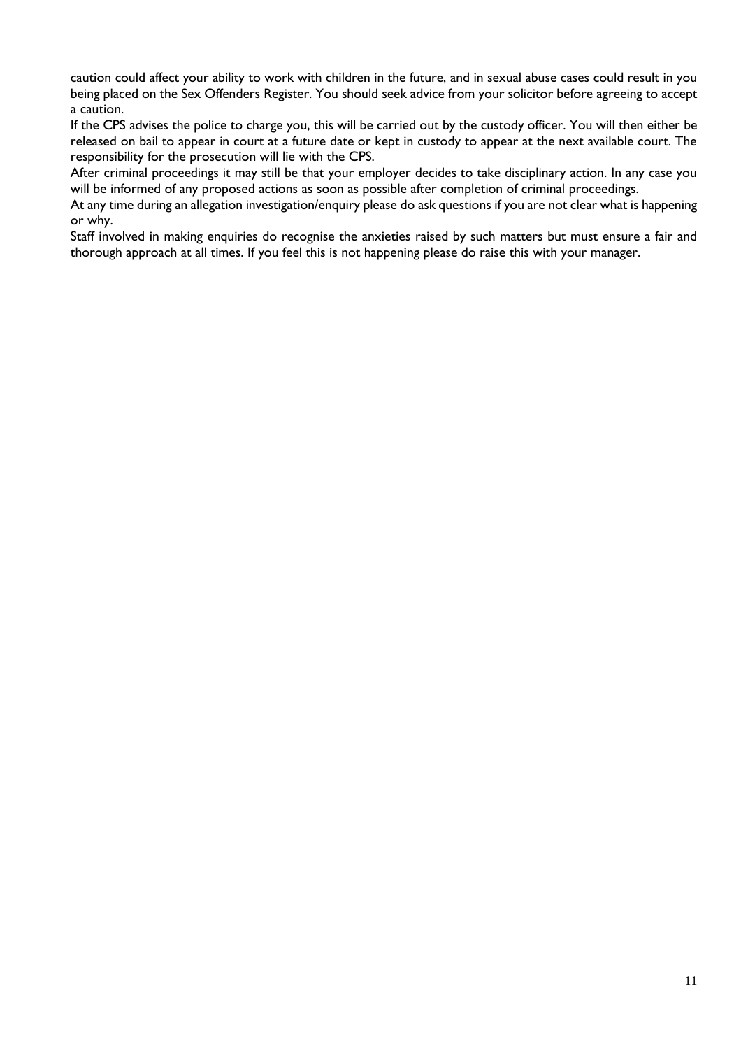caution could affect your ability to work with children in the future, and in sexual abuse cases could result in you being placed on the Sex Offenders Register. You should seek advice from your solicitor before agreeing to accept a caution.

If the CPS advises the police to charge you, this will be carried out by the custody officer. You will then either be released on bail to appear in court at a future date or kept in custody to appear at the next available court. The responsibility for the prosecution will lie with the CPS.

After criminal proceedings it may still be that your employer decides to take disciplinary action. In any case you will be informed of any proposed actions as soon as possible after completion of criminal proceedings.

At any time during an allegation investigation/enquiry please do ask questions if you are not clear what is happening or why.

Staff involved in making enquiries do recognise the anxieties raised by such matters but must ensure a fair and thorough approach at all times. If you feel this is not happening please do raise this with your manager.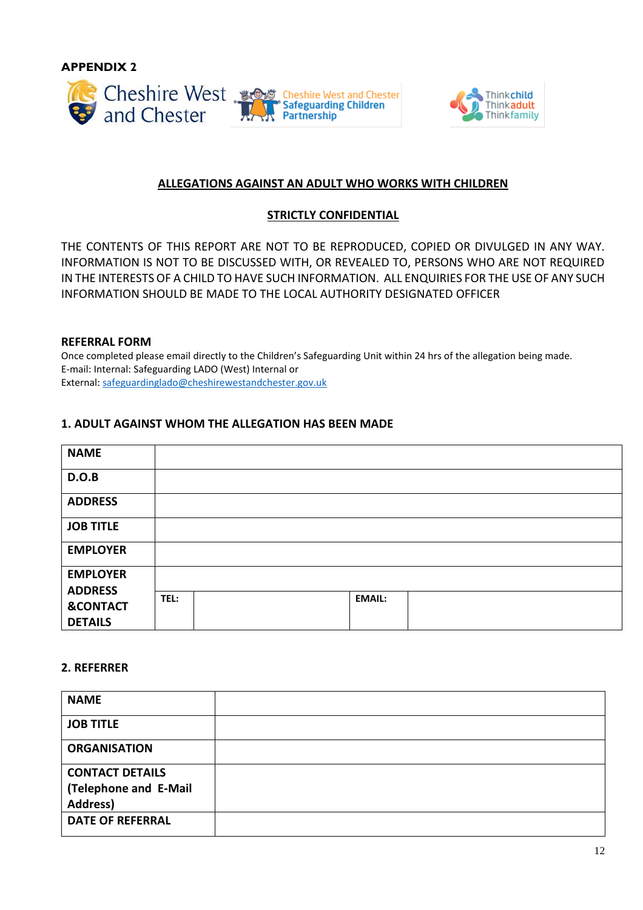**APPENDIX 2**

Cheshire West and Chester

Cheshire West and Chester Safeguarding Children Partnership

Think child Think adult Think family

## ALLEGATIONS AGAINST AN ADULT WHO WORKS WITH CHILDREN

## STRICTLY CONFIDENTIAL

THE CONTENTS OF THIS REPORT ARE NOT TO BE REPRODUCED, COPIED OR DIVULGED IN ANY WAY. INFORMATION IS NOT TO BE DISCUSSED WITH, OR REVEALED TO, PERSONS WHO ARE NOT REQUIRED IN THE INTERESTS OF A CHILD TO HAVE SUCH INFORMATION. ALL ENQUIRIES FOR THE USE OF ANY SUCH INFORMATION SHOULD BE MADE TO THE LOCAL AUTHORITY DESIGNATED OFFICER

**REFERRAL FORM**

Once completed please email directly to the Children's Safeguarding Unit within 24 hrs of the allegation being made.
E-mail: Internal: Safeguarding LADO (West) Internal or
External: safeguardinglado@cheshirewestandchester.gov.uk

### 1. ADULT AGAINST WHOM THE ALLEGATION HAS BEEN MADE

| | | | | |
|---|---|---|---|---|
| **NAME** | | | | |
| **D.O.B** | | | | |
| **ADDRESS** | | | | |
| **JOB TITLE** | | | | |
| **EMPLOYER** | | | | |
| **EMPLOYER ADDRESS &CONTACT DETAILS** | | | | |
| | **TEL:** | | **EMAIL:** | |

### 2. REFERRER

| | |
|---|---|
| **NAME** | |
| **JOB TITLE** | |
| **ORGANISATION** | |
| **CONTACT DETAILS (Telephone and E-Mail Address)** | |
| **DATE OF REFERRAL** | |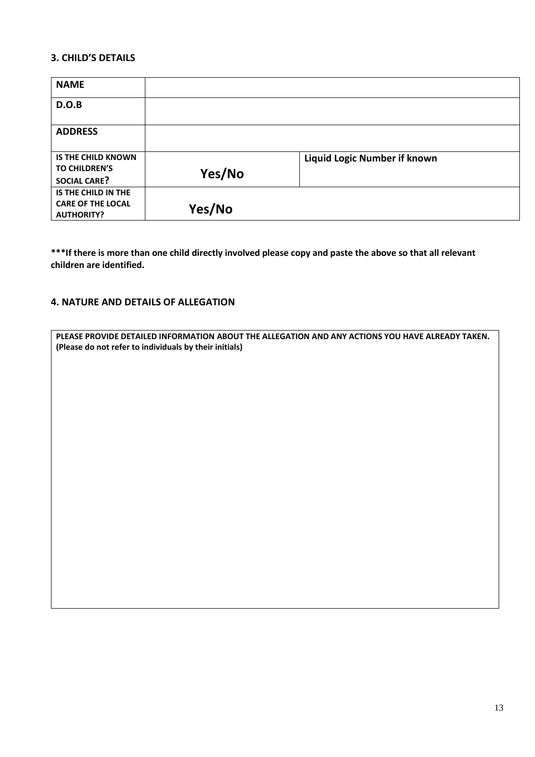### 3. CHILD'S DETAILS

| **NAME** | | |
|---|---|---|
| **D.O.B** | | |
| **ADDRESS** | | |
| **IS THE CHILD KNOWN TO CHILDREN'S SOCIAL CARE?** | **Yes/No** | **Liquid Logic Number if known** |
| **IS THE CHILD IN THE CARE OF THE LOCAL AUTHORITY?** | **Yes/No** | |

**\*\*\*If there is more than one child directly involved please copy and paste the above so that all relevant children are identified.**

### 4. NATURE AND DETAILS OF ALLEGATION

| **PLEASE PROVIDE DETAILED INFORMATION ABOUT THE ALLEGATION AND ANY ACTIONS YOU HAVE ALREADY TAKEN. (Please do not refer to individuals by their initials)** |
|---|
| |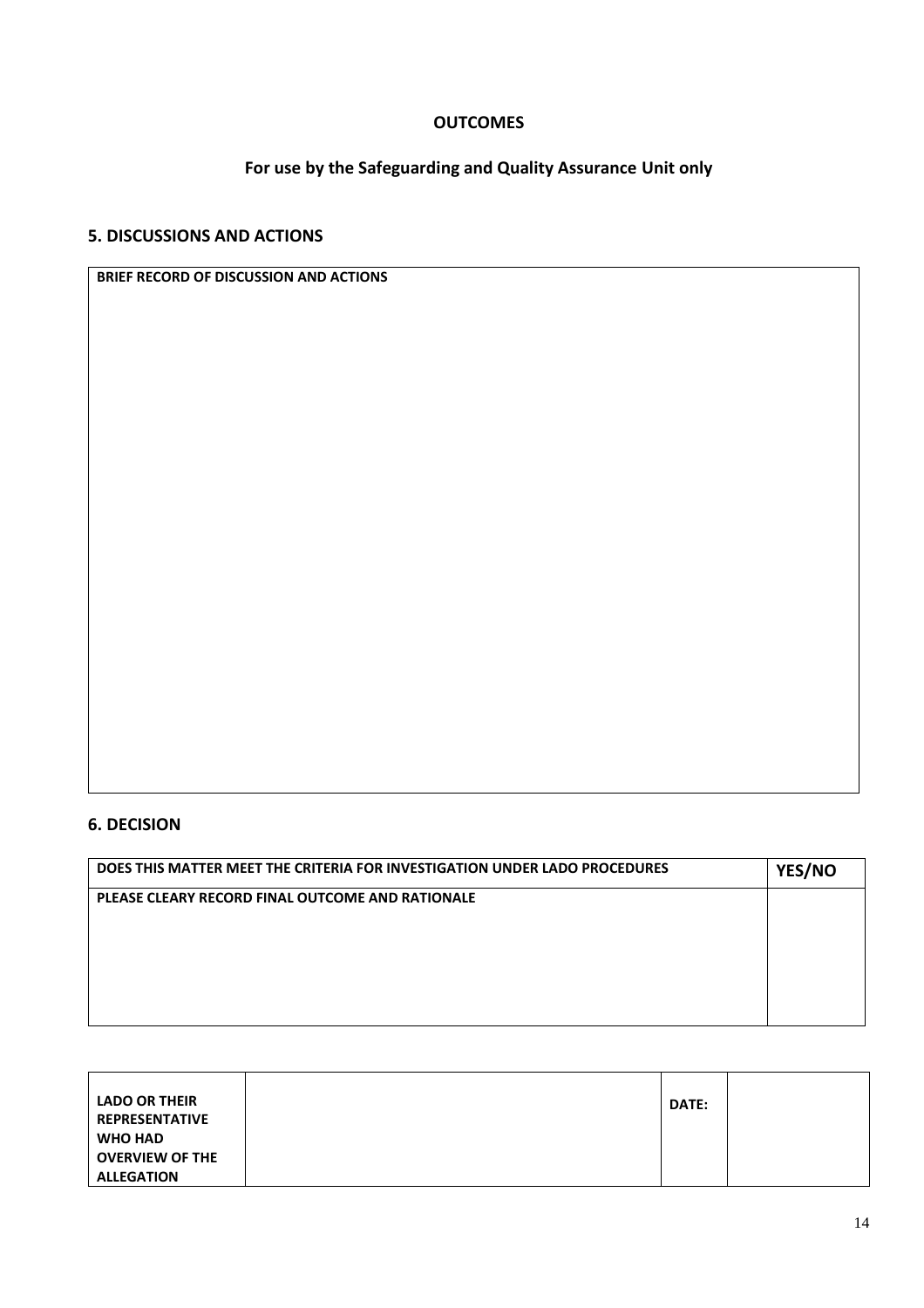**OUTCOMES**

**For use by the Safeguarding and Quality Assurance Unit only**

## 5. DISCUSSIONS AND ACTIONS

| BRIEF RECORD OF DISCUSSION AND ACTIONS |
| --- |
| |

## 6. DECISION

| DOES THIS MATTER MEET THE CRITERIA FOR INVESTIGATION UNDER LADO PROCEDURES | YES/NO |
| --- | --- |
| PLEASE CLEARY RECORD FINAL OUTCOME AND RATIONALE | |

| LADO OR THEIR REPRESENTATIVE WHO HAD OVERVIEW OF THE ALLEGATION | | DATE: | |
| --- | --- | --- | --- |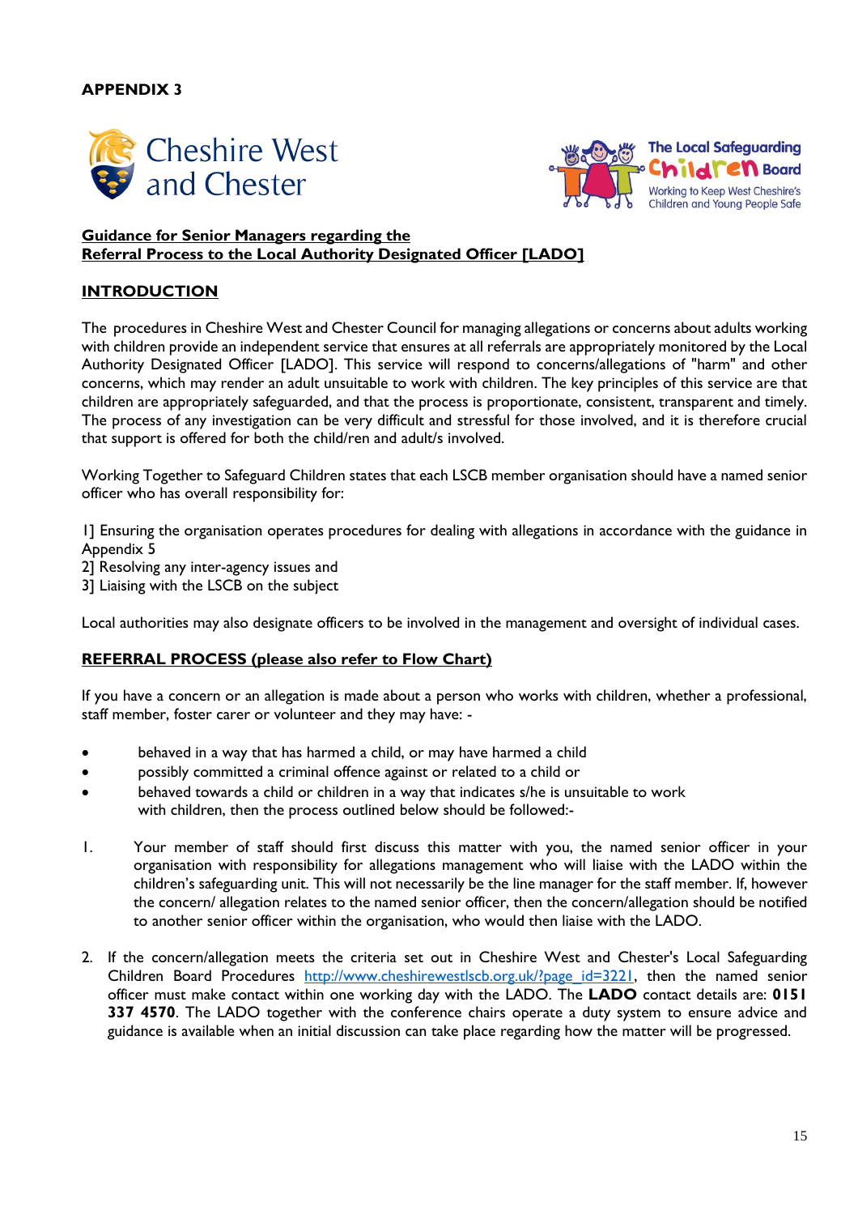**APPENDIX 3**

Cheshire West and Chester

The Local Safeguarding Children Board
Working to Keep West Cheshire's Children and Young People Safe

## Guidance for Senior Managers regarding the Referral Process to the Local Authority Designated Officer [LADO]

## INTRODUCTION

The procedures in Cheshire West and Chester Council for managing allegations or concerns about adults working with children provide an independent service that ensures at all referrals are appropriately monitored by the Local Authority Designated Officer [LADO]. This service will respond to concerns/allegations of "harm" and other concerns, which may render an adult unsuitable to work with children. The key principles of this service are that children are appropriately safeguarded, and that the process is proportionate, consistent, transparent and timely. The process of any investigation can be very difficult and stressful for those involved, and it is therefore crucial that support is offered for both the child/ren and adult/s involved.

Working Together to Safeguard Children states that each LSCB member organisation should have a named senior officer who has overall responsibility for:

1] Ensuring the organisation operates procedures for dealing with allegations in accordance with the guidance in Appendix 5
2] Resolving any inter-agency issues and
3] Liaising with the LSCB on the subject

Local authorities may also designate officers to be involved in the management and oversight of individual cases.

## REFERRAL PROCESS (please also refer to Flow Chart)

If you have a concern or an allegation is made about a person who works with children, whether a professional, staff member, foster carer or volunteer and they may have: -

- behaved in a way that has harmed a child, or may have harmed a child
- possibly committed a criminal offence against or related to a child or
- behaved towards a child or children in a way that indicates s/he is unsuitable to work with children, then the process outlined below should be followed:-

1. Your member of staff should first discuss this matter with you, the named senior officer in your organisation with responsibility for allegations management who will liaise with the LADO within the children's safeguarding unit. This will not necessarily be the line manager for the staff member. If, however the concern/ allegation relates to the named senior officer, then the concern/allegation should be notified to another senior officer within the organisation, who would then liaise with the LADO.

2. If the concern/allegation meets the criteria set out in Cheshire West and Chester's Local Safeguarding Children Board Procedures http://www.cheshirewestlscb.org.uk/?page_id=3221, then the named senior officer must make contact within one working day with the LADO. The **LADO** contact details are: **0151 337 4570**. The LADO together with the conference chairs operate a duty system to ensure advice and guidance is available when an initial discussion can take place regarding how the matter will be progressed.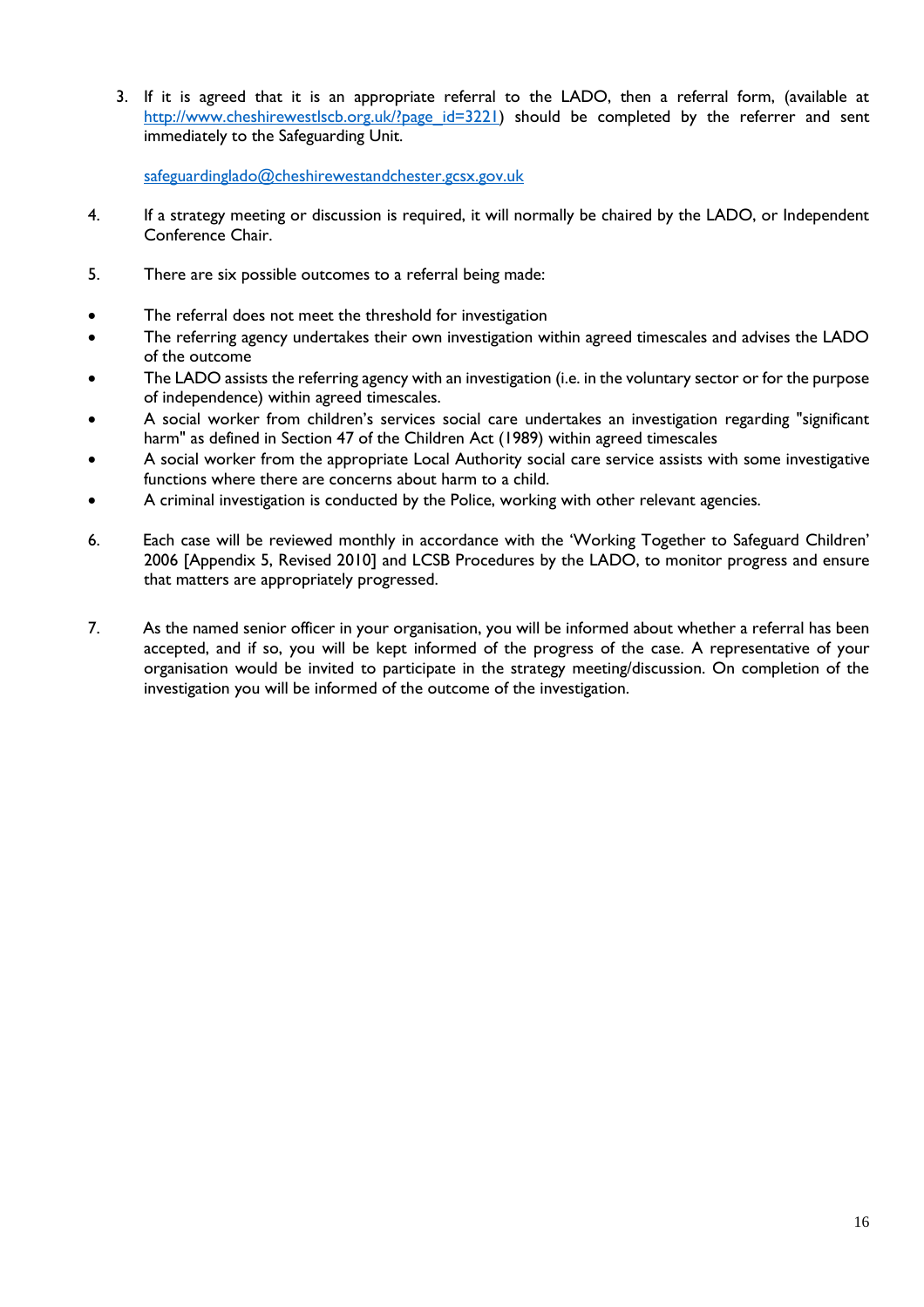3. If it is agreed that it is an appropriate referral to the LADO, then a referral form, (available at [http://www.cheshirewestlscb.org.uk/?page_id=3221](http://www.cheshirewestlscb.org.uk/?page_id=3221)) should be completed by the referrer and sent immediately to the Safeguarding Unit.

   [safeguardinglado@cheshirewestandchester.gcsx.gov.uk](mailto:safeguardinglado@cheshirewestandchester.gcsx.gov.uk)

4. If a strategy meeting or discussion is required, it will normally be chaired by the LADO, or Independent Conference Chair.

5. There are six possible outcomes to a referral being made:

- The referral does not meet the threshold for investigation
- The referring agency undertakes their own investigation within agreed timescales and advises the LADO of the outcome
- The LADO assists the referring agency with an investigation (i.e. in the voluntary sector or for the purpose of independence) within agreed timescales.
- A social worker from children's services social care undertakes an investigation regarding "significant harm" as defined in Section 47 of the Children Act (1989) within agreed timescales
- A social worker from the appropriate Local Authority social care service assists with some investigative functions where there are concerns about harm to a child.
- A criminal investigation is conducted by the Police, working with other relevant agencies.

6. Each case will be reviewed monthly in accordance with the 'Working Together to Safeguard Children' 2006 [Appendix 5, Revised 2010] and LCSB Procedures by the LADO, to monitor progress and ensure that matters are appropriately progressed.

7. As the named senior officer in your organisation, you will be informed about whether a referral has been accepted, and if so, you will be kept informed of the progress of the case. A representative of your organisation would be invited to participate in the strategy meeting/discussion. On completion of the investigation you will be informed of the outcome of the investigation.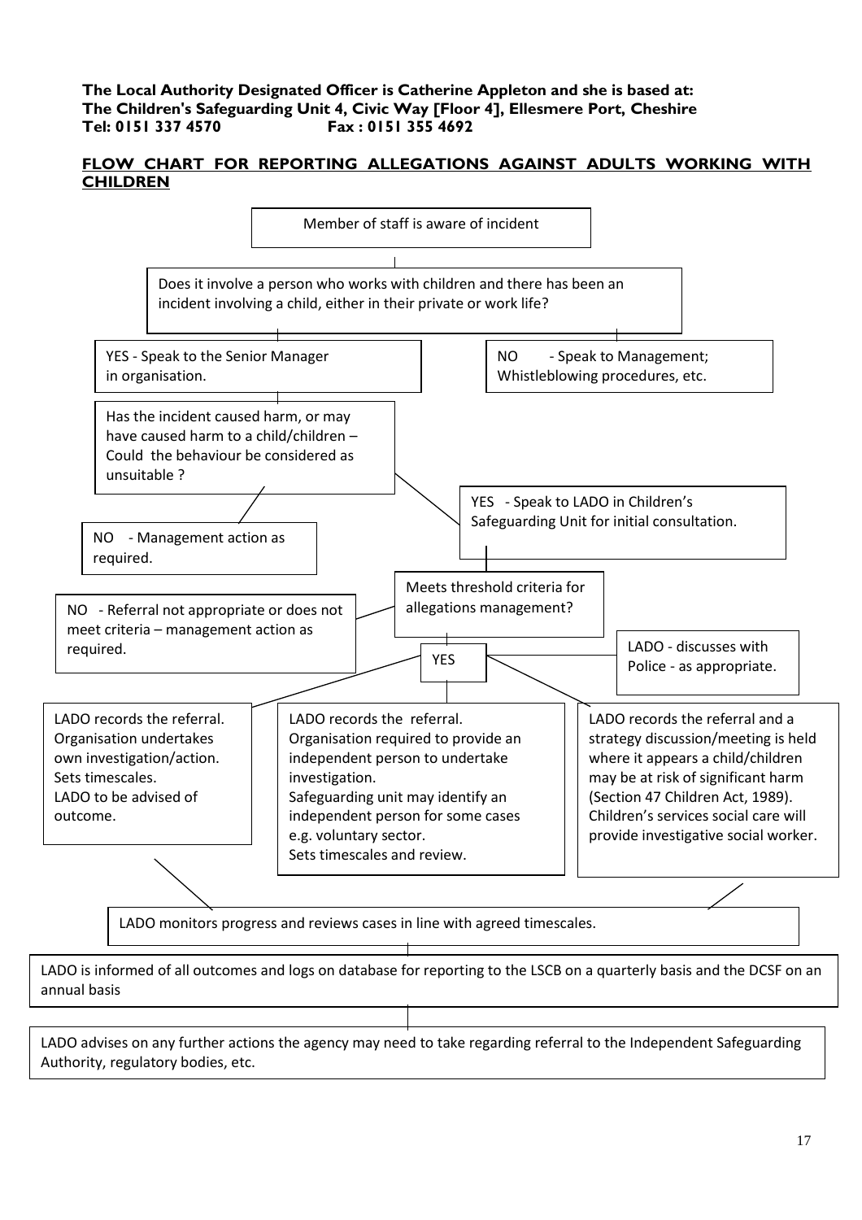**The Local Authority Designated Officer is Catherine Appleton and she is based at:**
**The Children's Safeguarding Unit 4, Civic Way [Floor 4], Ellesmere Port, Cheshire**
**Tel: 0151 337 4570          Fax : 0151 355 4692**

## FLOW CHART FOR REPORTING ALLEGATIONS AGAINST ADULTS WORKING WITH CHILDREN

Member of staff is aware of incident

Does it involve a person who works with children and there has been an incident involving a child, either in their private or work life?

YES - Speak to the Senior Manager in organisation.

NO - Speak to Management; Whistleblowing procedures, etc.

Has the incident caused harm, or may have caused harm to a child/children – Could the behaviour be considered as unsuitable ?

NO - Management action as required.

YES - Speak to LADO in Children's Safeguarding Unit for initial consultation.

Meets threshold criteria for allegations management?

NO - Referral not appropriate or does not meet criteria – management action as required.

YES

LADO - discusses with Police - as appropriate.

LADO records the referral. Organisation undertakes own investigation/action. Sets timescales. LADO to be advised of outcome.

LADO records the referral. Organisation required to provide an independent person to undertake investigation. Safeguarding unit may identify an independent person for some cases e.g. voluntary sector. Sets timescales and review.

LADO records the referral and a strategy discussion/meeting is held where it appears a child/children may be at risk of significant harm (Section 47 Children Act, 1989). Children's services social care will provide investigative social worker.

LADO monitors progress and reviews cases in line with agreed timescales.

LADO is informed of all outcomes and logs on database for reporting to the LSCB on a quarterly basis and the DCSF on an annual basis

LADO advises on any further actions the agency may need to take regarding referral to the Independent Safeguarding Authority, regulatory bodies, etc.